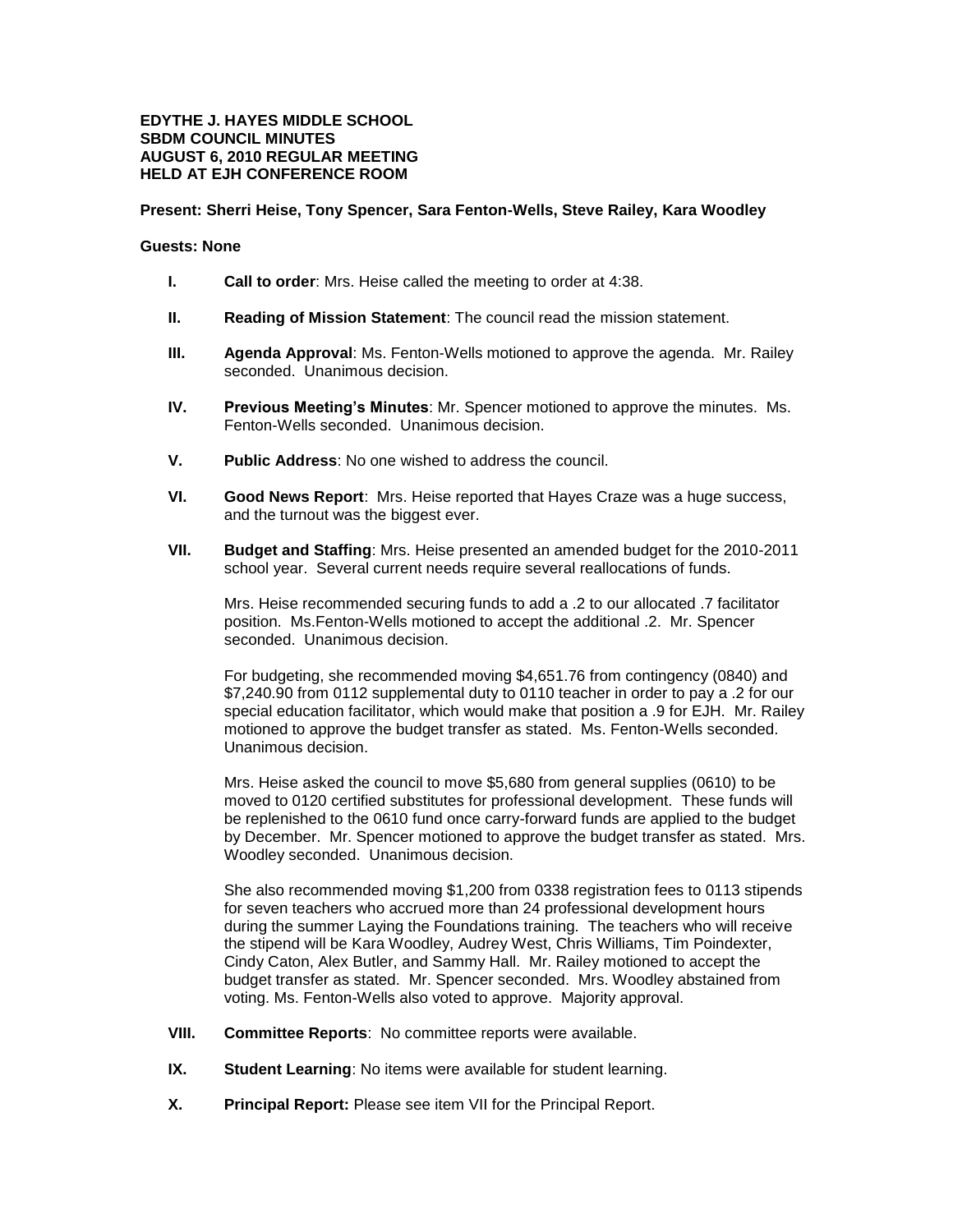**EDYTHE J. HAYES MIDDLE SCHOOL**
**SBDM COUNCIL MINUTES**
**AUGUST 6, 2010 REGULAR MEETING**
**HELD AT EJH CONFERENCE ROOM**

**Present: Sherri Heise, Tony Spencer, Sara Fenton-Wells, Steve Railey, Kara Woodley**

**Guests: None**

**I.** **Call to order**: Mrs. Heise called the meeting to order at 4:38.

**II.** **Reading of Mission Statement**: The council read the mission statement.

**III.** **Agenda Approval**: Ms. Fenton-Wells motioned to approve the agenda. Mr. Railey seconded. Unanimous decision.

**IV.** **Previous Meeting's Minutes**: Mr. Spencer motioned to approve the minutes. Ms. Fenton-Wells seconded. Unanimous decision.

**V.** **Public Address**: No one wished to address the council.

**VI.** **Good News Report**: Mrs. Heise reported that Hayes Craze was a huge success, and the turnout was the biggest ever.

**VII.** **Budget and Staffing**: Mrs. Heise presented an amended budget for the 2010-2011 school year. Several current needs require several reallocations of funds.

Mrs. Heise recommended securing funds to add a .2 to our allocated .7 facilitator position. Ms.Fenton-Wells motioned to accept the additional .2. Mr. Spencer seconded. Unanimous decision.

For budgeting, she recommended moving $4,651.76 from contingency (0840) and $7,240.90 from 0112 supplemental duty to 0110 teacher in order to pay a .2 for our special education facilitator, which would make that position a .9 for EJH. Mr. Railey motioned to approve the budget transfer as stated. Ms. Fenton-Wells seconded. Unanimous decision.

Mrs. Heise asked the council to move $5,680 from general supplies (0610) to be moved to 0120 certified substitutes for professional development. These funds will be replenished to the 0610 fund once carry-forward funds are applied to the budget by December. Mr. Spencer motioned to approve the budget transfer as stated. Mrs. Woodley seconded. Unanimous decision.

She also recommended moving $1,200 from 0338 registration fees to 0113 stipends for seven teachers who accrued more than 24 professional development hours during the summer Laying the Foundations training. The teachers who will receive the stipend will be Kara Woodley, Audrey West, Chris Williams, Tim Poindexter, Cindy Caton, Alex Butler, and Sammy Hall. Mr. Railey motioned to accept the budget transfer as stated. Mr. Spencer seconded. Mrs. Woodley abstained from voting. Ms. Fenton-Wells also voted to approve. Majority approval.

**VIII.** **Committee Reports**: No committee reports were available.

**IX.** **Student Learning**: No items were available for student learning.

**X.** **Principal Report:** Please see item VII for the Principal Report.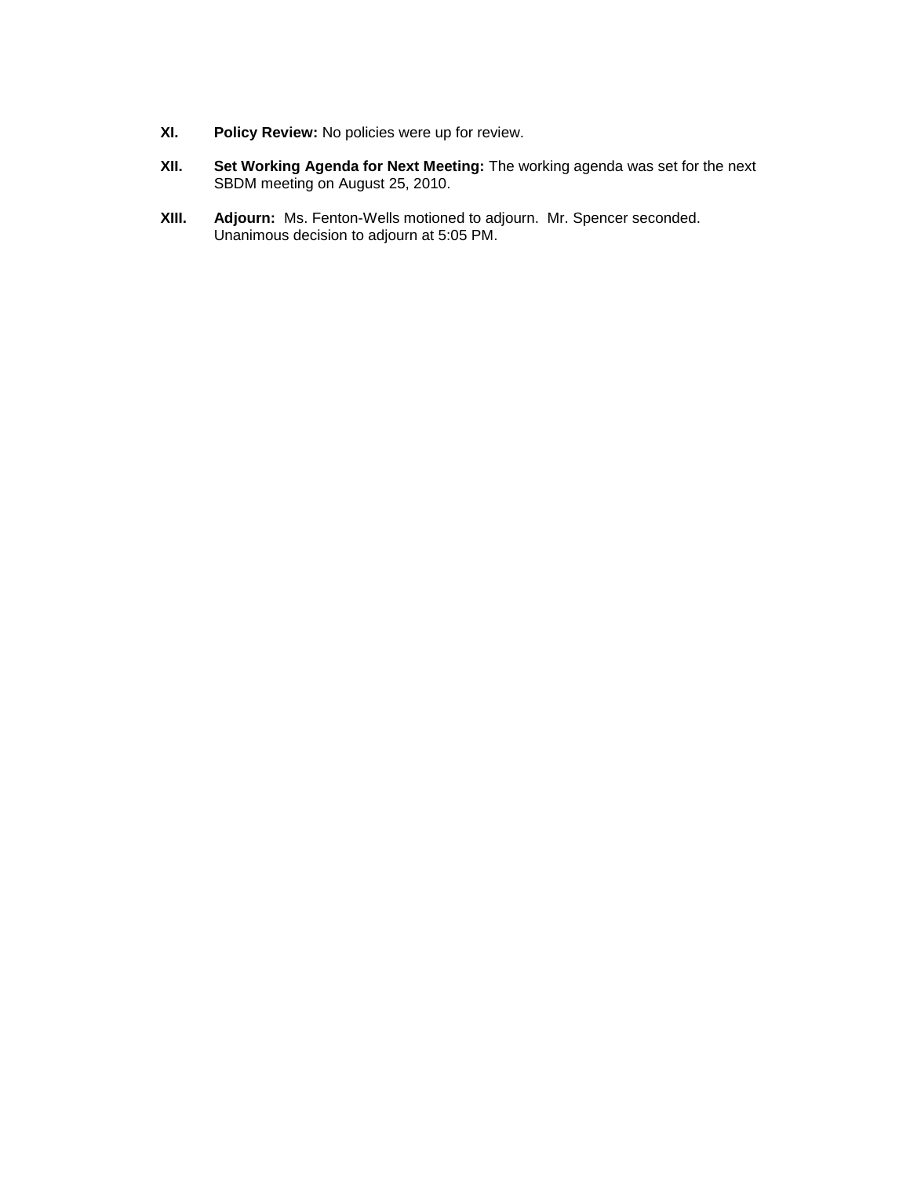XI. **Policy Review:** No policies were up for review.

XII. **Set Working Agenda for Next Meeting:** The working agenda was set for the next SBDM meeting on August 25, 2010.

XIII. **Adjourn:** Ms. Fenton-Wells motioned to adjourn. Mr. Spencer seconded. Unanimous decision to adjourn at 5:05 PM.